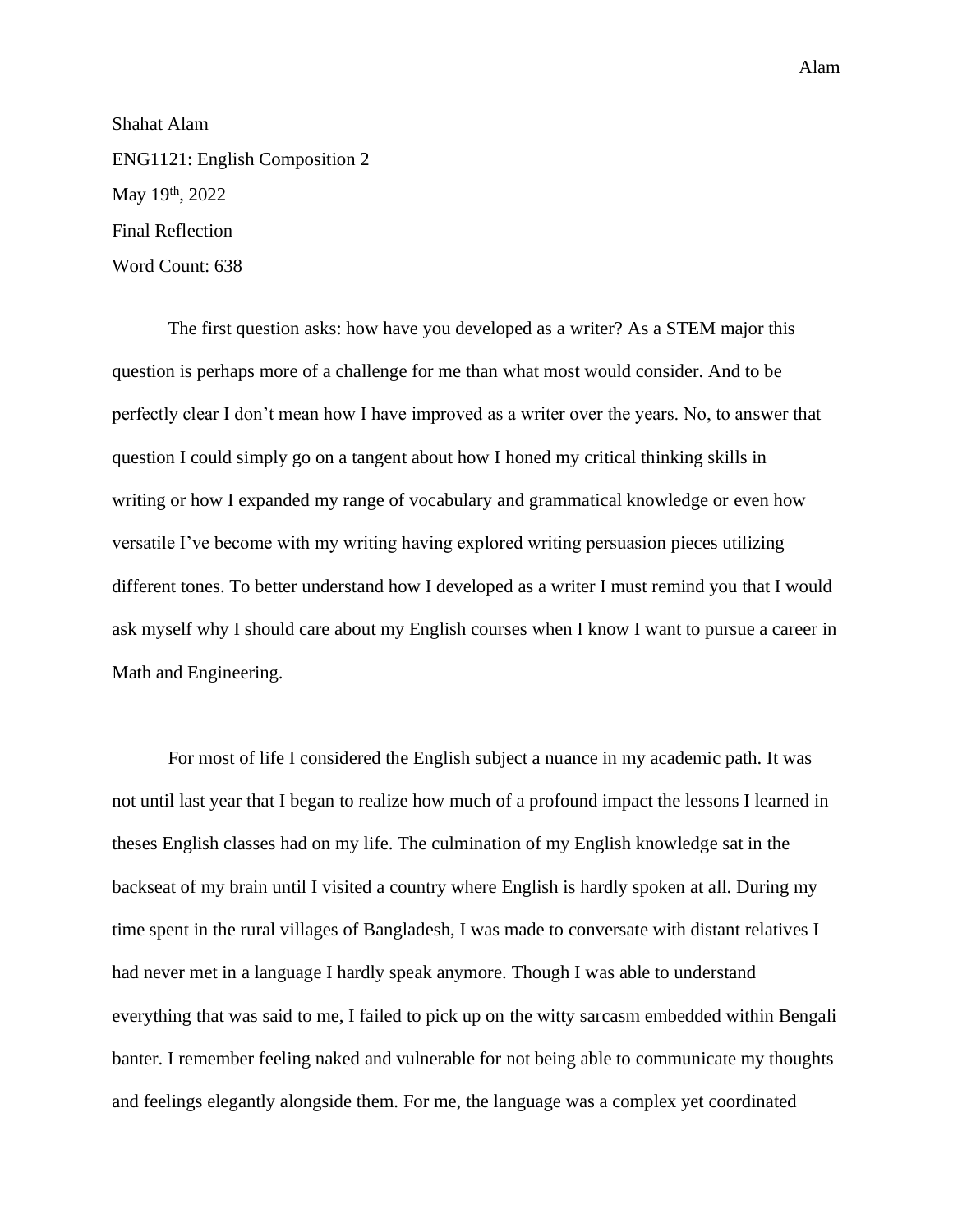Shahat Alam

ENG1121: English Composition 2

May 19th, 2022

Final Reflection

Word Count: 638

The first question asks: how have you developed as a writer? As a STEM major this question is perhaps more of a challenge for me than what most would consider. And to be perfectly clear I don't mean how I have improved as a writer over the years. No, to answer that question I could simply go on a tangent about how I honed my critical thinking skills in writing or how I expanded my range of vocabulary and grammatical knowledge or even how versatile I've become with my writing having explored writing persuasion pieces utilizing different tones. To better understand how I developed as a writer I must remind you that I would ask myself why I should care about my English courses when I know I want to pursue a career in Math and Engineering.

For most of life I considered the English subject a nuance in my academic path. It was not until last year that I began to realize how much of a profound impact the lessons I learned in theses English classes had on my life. The culmination of my English knowledge sat in the backseat of my brain until I visited a country where English is hardly spoken at all. During my time spent in the rural villages of Bangladesh, I was made to conversate with distant relatives I had never met in a language I hardly speak anymore. Though I was able to understand everything that was said to me, I failed to pick up on the witty sarcasm embedded within Bengali banter. I remember feeling naked and vulnerable for not being able to communicate my thoughts and feelings elegantly alongside them. For me, the language was a complex yet coordinated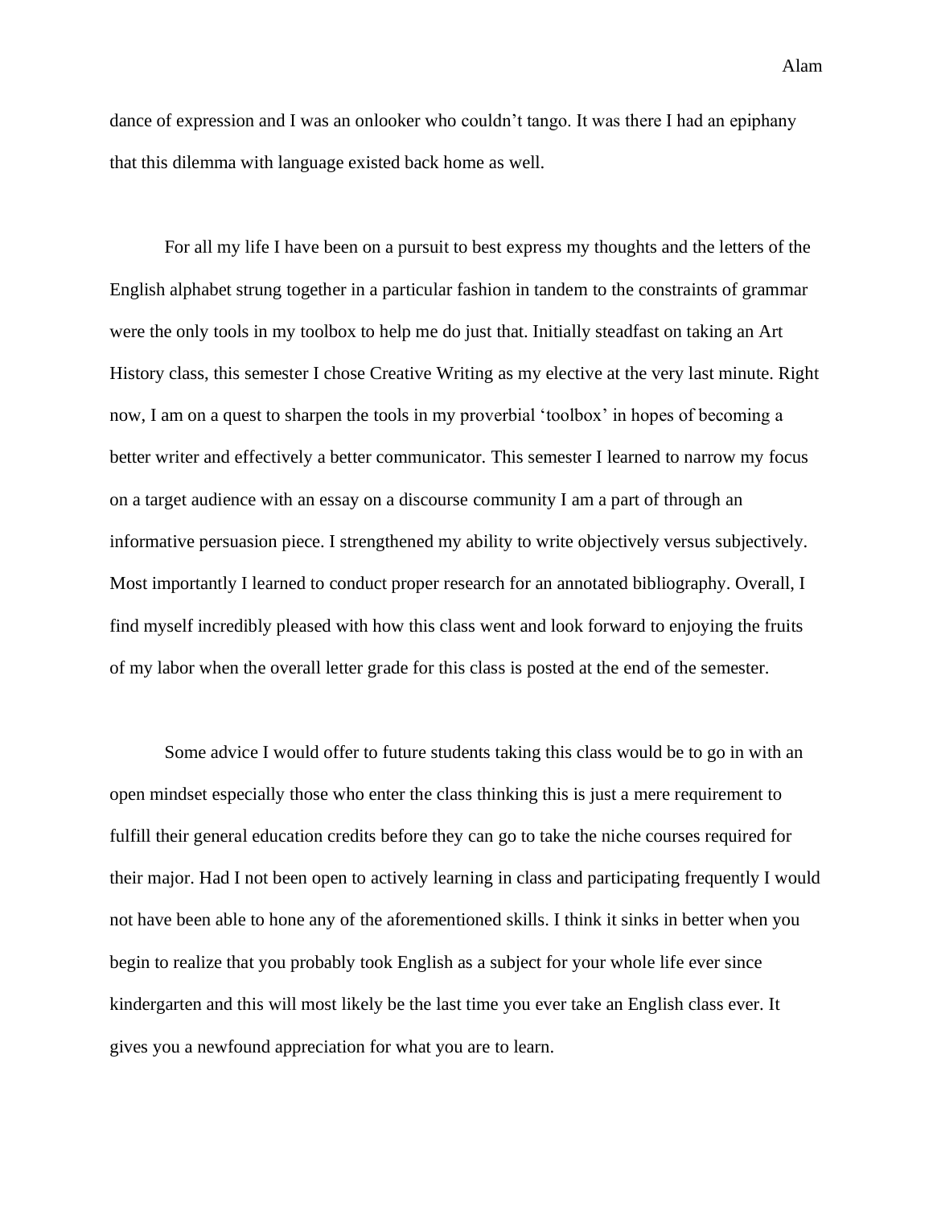dance of expression and I was an onlooker who couldn't tango. It was there I had an epiphany that this dilemma with language existed back home as well.

For all my life I have been on a pursuit to best express my thoughts and the letters of the English alphabet strung together in a particular fashion in tandem to the constraints of grammar were the only tools in my toolbox to help me do just that. Initially steadfast on taking an Art History class, this semester I chose Creative Writing as my elective at the very last minute. Right now, I am on a quest to sharpen the tools in my proverbial 'toolbox' in hopes of becoming a better writer and effectively a better communicator. This semester I learned to narrow my focus on a target audience with an essay on a discourse community I am a part of through an informative persuasion piece. I strengthened my ability to write objectively versus subjectively. Most importantly I learned to conduct proper research for an annotated bibliography. Overall, I find myself incredibly pleased with how this class went and look forward to enjoying the fruits of my labor when the overall letter grade for this class is posted at the end of the semester.

Some advice I would offer to future students taking this class would be to go in with an open mindset especially those who enter the class thinking this is just a mere requirement to fulfill their general education credits before they can go to take the niche courses required for their major. Had I not been open to actively learning in class and participating frequently I would not have been able to hone any of the aforementioned skills. I think it sinks in better when you begin to realize that you probably took English as a subject for your whole life ever since kindergarten and this will most likely be the last time you ever take an English class ever. It gives you a newfound appreciation for what you are to learn.